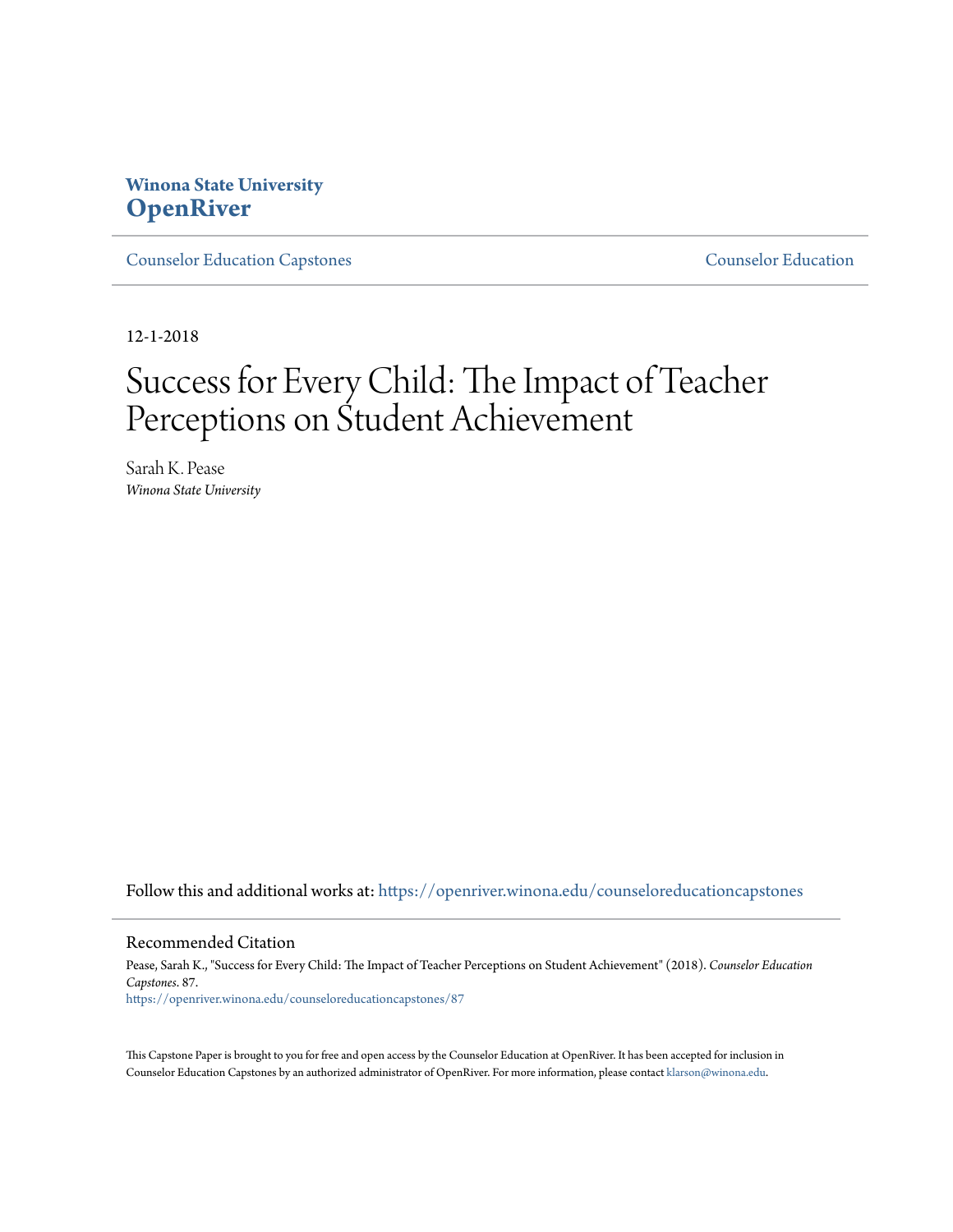**Winona State University**
**OpenRiver**

Counselor Education Capstones | Counselor Education

12-1-2018

# Success for Every Child: The Impact of Teacher Perceptions on Student Achievement

Sarah K. Pease
*Winona State University*

Follow this and additional works at: https://openriver.winona.edu/counseloreducationcapstones

## Recommended Citation

Pease, Sarah K., "Success for Every Child: The Impact of Teacher Perceptions on Student Achievement" (2018). *Counselor Education Capstones*. 87.
https://openriver.winona.edu/counseloreducationcapstones/87

This Capstone Paper is brought to you for free and open access by the Counselor Education at OpenRiver. It has been accepted for inclusion in Counselor Education Capstones by an authorized administrator of OpenRiver. For more information, please contact klarson@winona.edu.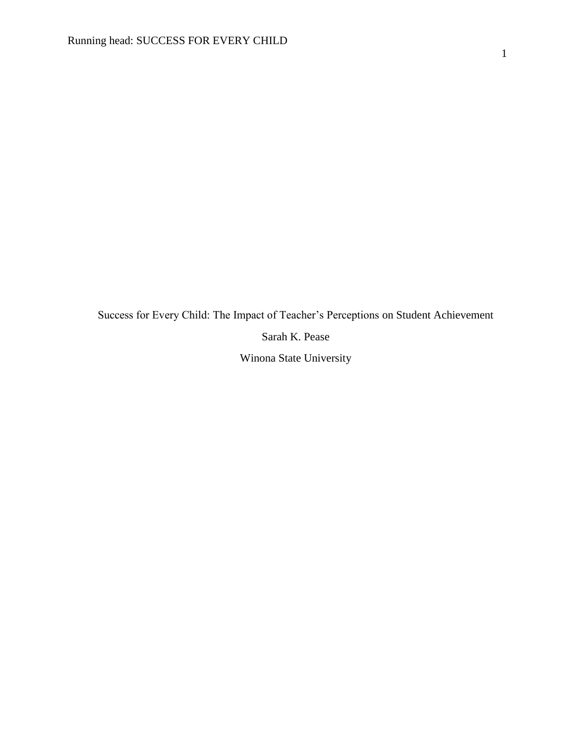Success for Every Child: The Impact of Teacher's Perceptions on Student Achievement

Sarah K. Pease

Winona State University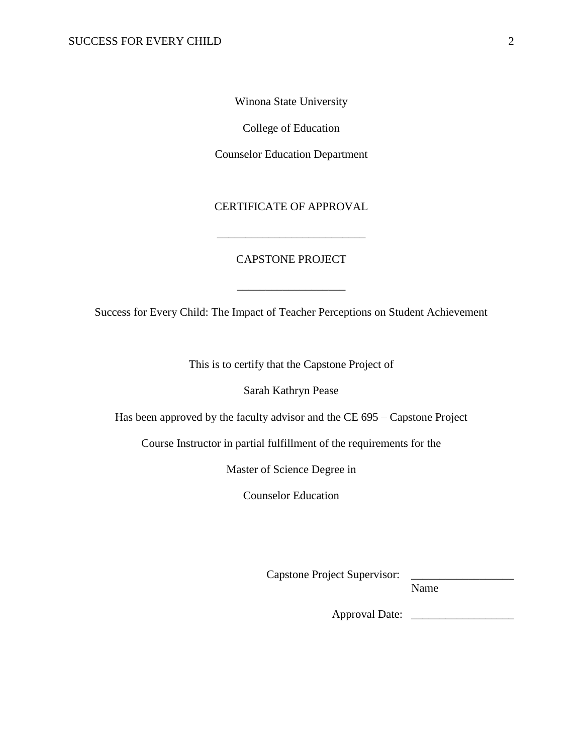Winona State University

College of Education

Counselor Education Department

CERTIFICATE OF APPROVAL

\_\_\_\_\_\_\_\_\_\_\_\_\_\_\_\_\_\_\_\_\_\_\_\_\_\_

CAPSTONE PROJECT

\_\_\_\_\_\_\_\_\_\_\_\_\_\_\_\_\_\_\_

Success for Every Child: The Impact of Teacher Perceptions on Student Achievement

This is to certify that the Capstone Project of

Sarah Kathryn Pease

Has been approved by the faculty advisor and the CE 695 – Capstone Project

Course Instructor in partial fulfillment of the requirements for the

Master of Science Degree in

Counselor Education

Capstone Project Supervisor: \_\_\_\_\_\_\_\_\_\_\_\_\_\_\_\_\_\_
Name

Approval Date: \_\_\_\_\_\_\_\_\_\_\_\_\_\_\_\_\_\_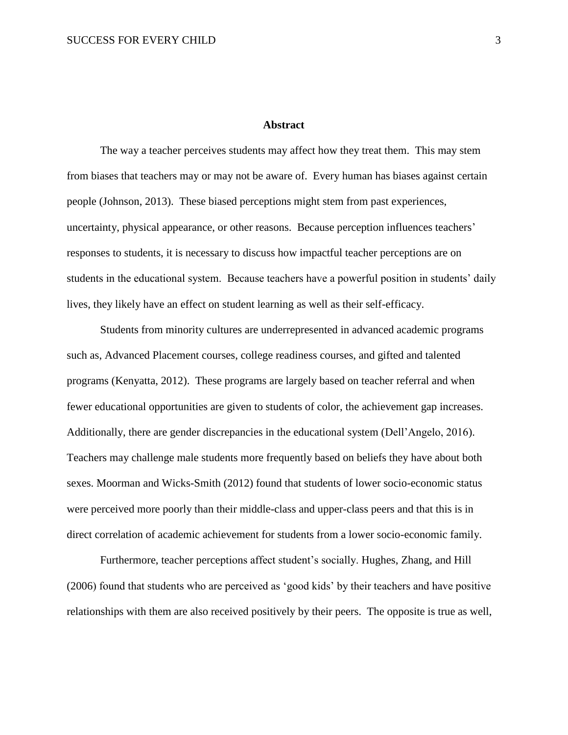# Abstract

The way a teacher perceives students may affect how they treat them. This may stem from biases that teachers may or may not be aware of. Every human has biases against certain people (Johnson, 2013). These biased perceptions might stem from past experiences, uncertainty, physical appearance, or other reasons. Because perception influences teachers' responses to students, it is necessary to discuss how impactful teacher perceptions are on students in the educational system. Because teachers have a powerful position in students' daily lives, they likely have an effect on student learning as well as their self-efficacy.

Students from minority cultures are underrepresented in advanced academic programs such as, Advanced Placement courses, college readiness courses, and gifted and talented programs (Kenyatta, 2012). These programs are largely based on teacher referral and when fewer educational opportunities are given to students of color, the achievement gap increases. Additionally, there are gender discrepancies in the educational system (Dell'Angelo, 2016). Teachers may challenge male students more frequently based on beliefs they have about both sexes. Moorman and Wicks-Smith (2012) found that students of lower socio-economic status were perceived more poorly than their middle-class and upper-class peers and that this is in direct correlation of academic achievement for students from a lower socio-economic family.

Furthermore, teacher perceptions affect student's socially. Hughes, Zhang, and Hill (2006) found that students who are perceived as 'good kids' by their teachers and have positive relationships with them are also received positively by their peers. The opposite is true as well,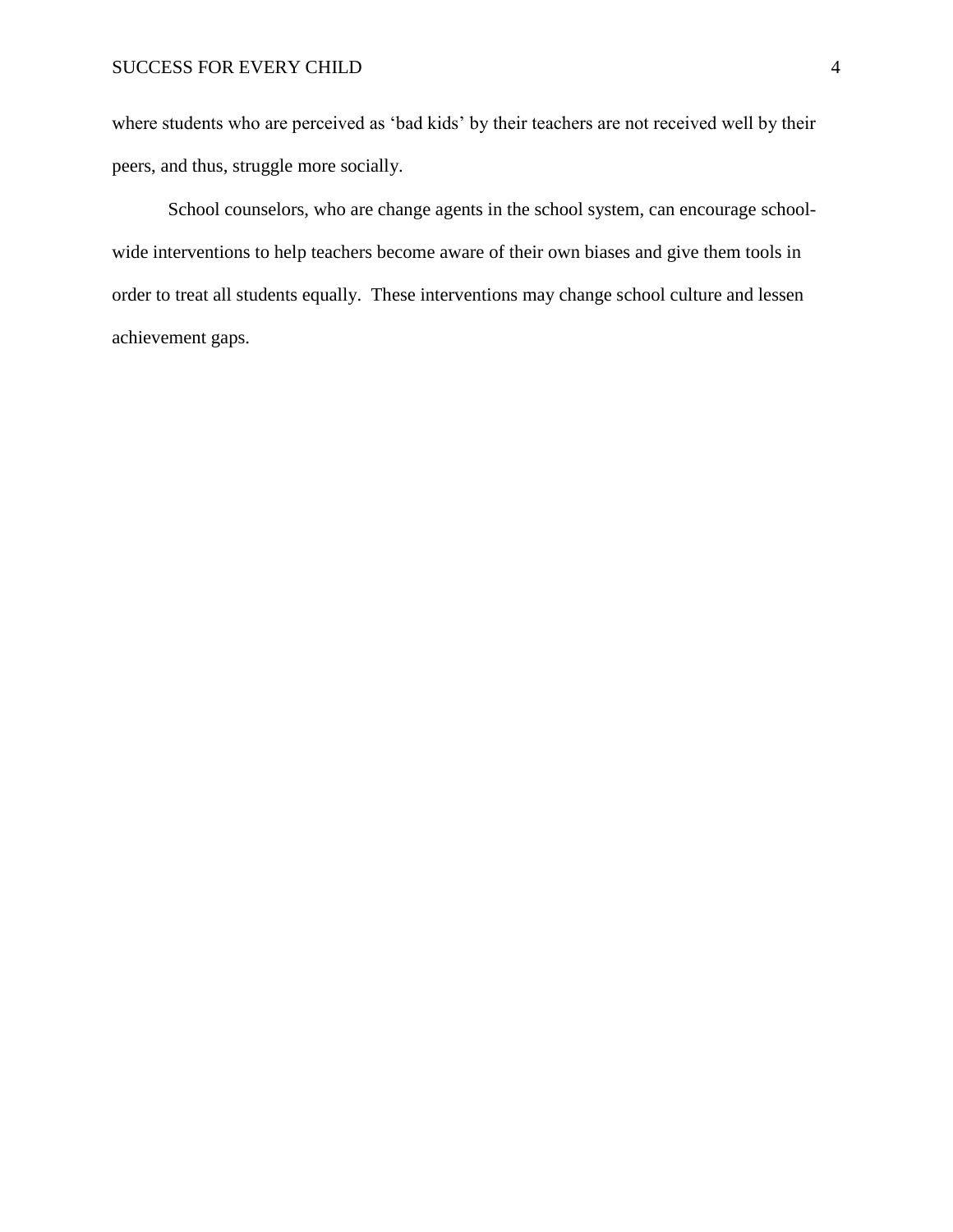where students who are perceived as 'bad kids' by their teachers are not received well by their peers, and thus, struggle more socially.

School counselors, who are change agents in the school system, can encourage school-wide interventions to help teachers become aware of their own biases and give them tools in order to treat all students equally.  These interventions may change school culture and lessen achievement gaps.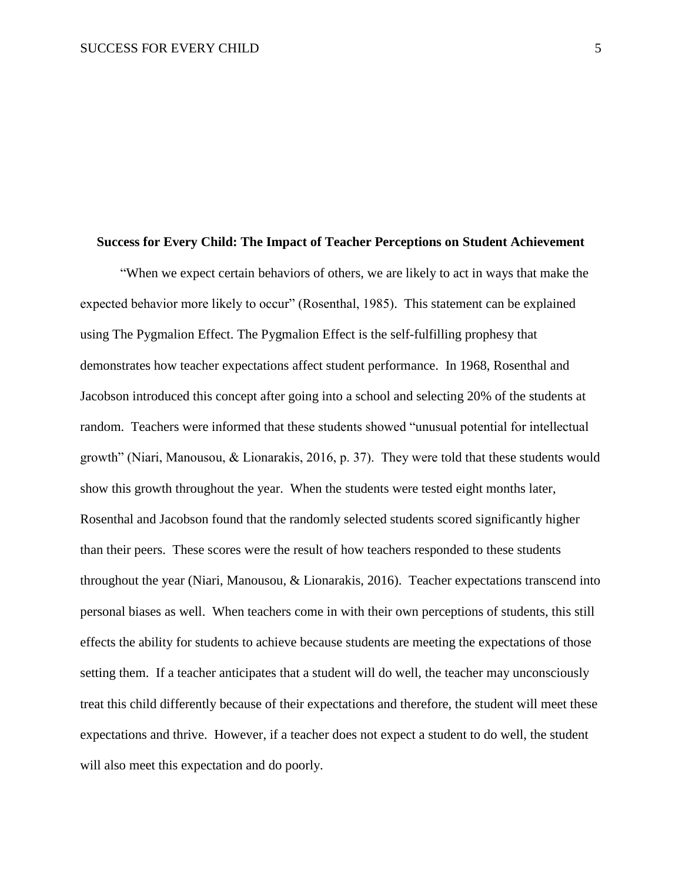**Success for Every Child: The Impact of Teacher Perceptions on Student Achievement**

"When we expect certain behaviors of others, we are likely to act in ways that make the expected behavior more likely to occur" (Rosenthal, 1985). This statement can be explained using The Pygmalion Effect. The Pygmalion Effect is the self-fulfilling prophesy that demonstrates how teacher expectations affect student performance. In 1968, Rosenthal and Jacobson introduced this concept after going into a school and selecting 20% of the students at random. Teachers were informed that these students showed "unusual potential for intellectual growth" (Niari, Manousou, & Lionarakis, 2016, p. 37). They were told that these students would show this growth throughout the year. When the students were tested eight months later, Rosenthal and Jacobson found that the randomly selected students scored significantly higher than their peers. These scores were the result of how teachers responded to these students throughout the year (Niari, Manousou, & Lionarakis, 2016). Teacher expectations transcend into personal biases as well. When teachers come in with their own perceptions of students, this still effects the ability for students to achieve because students are meeting the expectations of those setting them. If a teacher anticipates that a student will do well, the teacher may unconsciously treat this child differently because of their expectations and therefore, the student will meet these expectations and thrive. However, if a teacher does not expect a student to do well, the student will also meet this expectation and do poorly.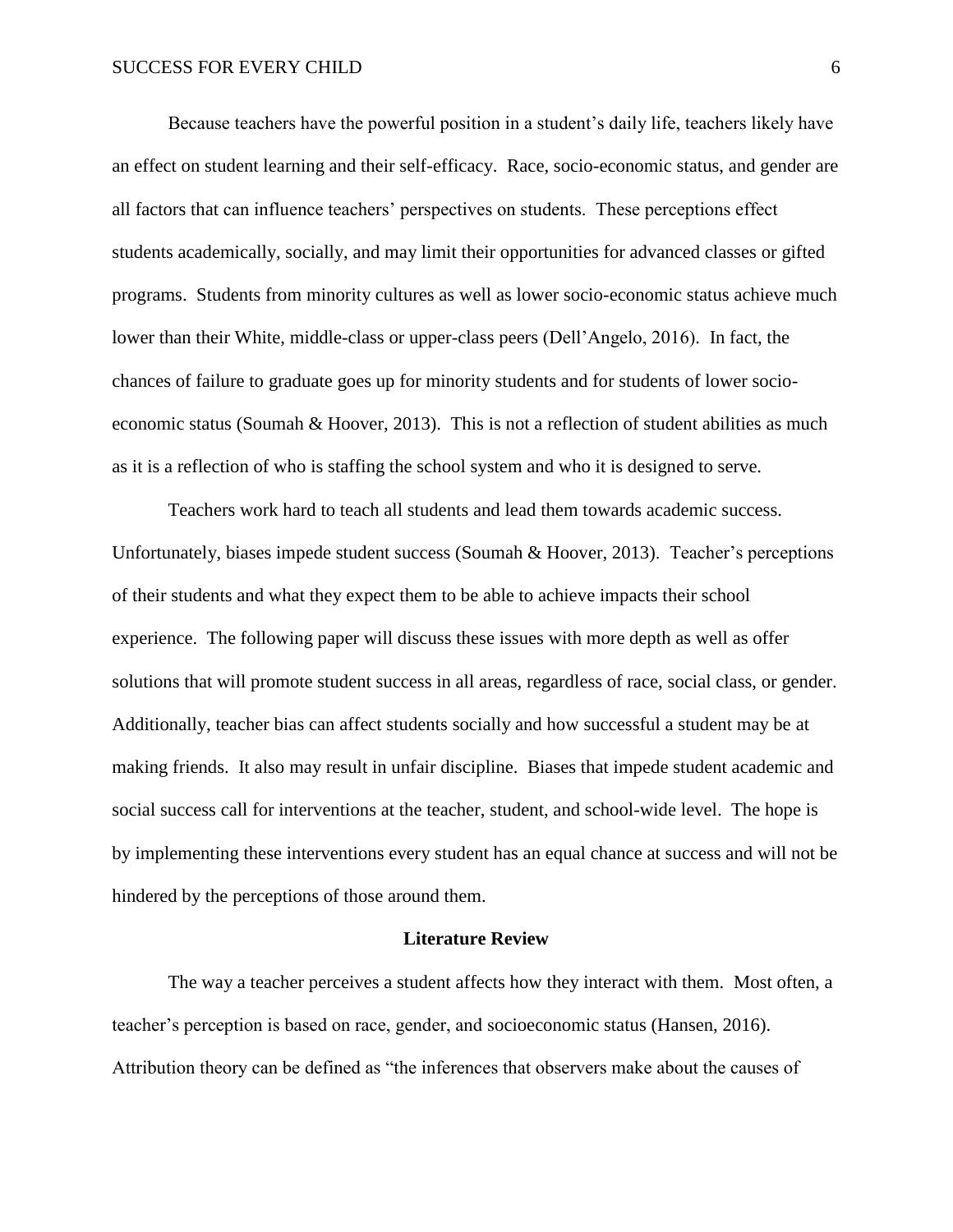Because teachers have the powerful position in a student's daily life, teachers likely have an effect on student learning and their self-efficacy. Race, socio-economic status, and gender are all factors that can influence teachers' perspectives on students. These perceptions effect students academically, socially, and may limit their opportunities for advanced classes or gifted programs. Students from minority cultures as well as lower socio-economic status achieve much lower than their White, middle-class or upper-class peers (Dell'Angelo, 2016). In fact, the chances of failure to graduate goes up for minority students and for students of lower socio-economic status (Soumah & Hoover, 2013). This is not a reflection of student abilities as much as it is a reflection of who is staffing the school system and who it is designed to serve.

Teachers work hard to teach all students and lead them towards academic success. Unfortunately, biases impede student success (Soumah & Hoover, 2013). Teacher's perceptions of their students and what they expect them to be able to achieve impacts their school experience. The following paper will discuss these issues with more depth as well as offer solutions that will promote student success in all areas, regardless of race, social class, or gender. Additionally, teacher bias can affect students socially and how successful a student may be at making friends. It also may result in unfair discipline. Biases that impede student academic and social success call for interventions at the teacher, student, and school-wide level. The hope is by implementing these interventions every student has an equal chance at success and will not be hindered by the perceptions of those around them.

## Literature Review

The way a teacher perceives a student affects how they interact with them. Most often, a teacher's perception is based on race, gender, and socioeconomic status (Hansen, 2016). Attribution theory can be defined as "the inferences that observers make about the causes of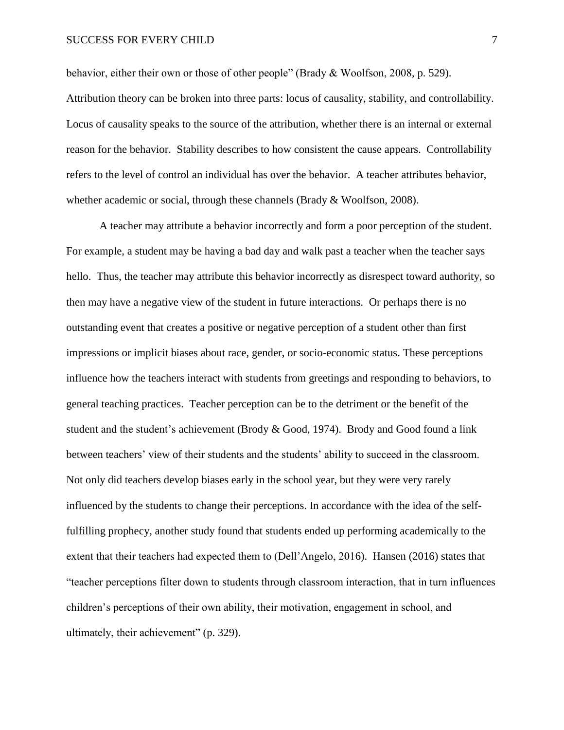behavior, either their own or those of other people" (Brady & Woolfson, 2008, p. 529). Attribution theory can be broken into three parts: locus of causality, stability, and controllability. Locus of causality speaks to the source of the attribution, whether there is an internal or external reason for the behavior. Stability describes to how consistent the cause appears. Controllability refers to the level of control an individual has over the behavior. A teacher attributes behavior, whether academic or social, through these channels (Brady & Woolfson, 2008).

A teacher may attribute a behavior incorrectly and form a poor perception of the student. For example, a student may be having a bad day and walk past a teacher when the teacher says hello. Thus, the teacher may attribute this behavior incorrectly as disrespect toward authority, so then may have a negative view of the student in future interactions. Or perhaps there is no outstanding event that creates a positive or negative perception of a student other than first impressions or implicit biases about race, gender, or socio-economic status. These perceptions influence how the teachers interact with students from greetings and responding to behaviors, to general teaching practices. Teacher perception can be to the detriment or the benefit of the student and the student's achievement (Brody & Good, 1974). Brody and Good found a link between teachers' view of their students and the students' ability to succeed in the classroom. Not only did teachers develop biases early in the school year, but they were very rarely influenced by the students to change their perceptions. In accordance with the idea of the self-fulfilling prophecy, another study found that students ended up performing academically to the extent that their teachers had expected them to (Dell'Angelo, 2016). Hansen (2016) states that "teacher perceptions filter down to students through classroom interaction, that in turn influences children's perceptions of their own ability, their motivation, engagement in school, and ultimately, their achievement" (p. 329).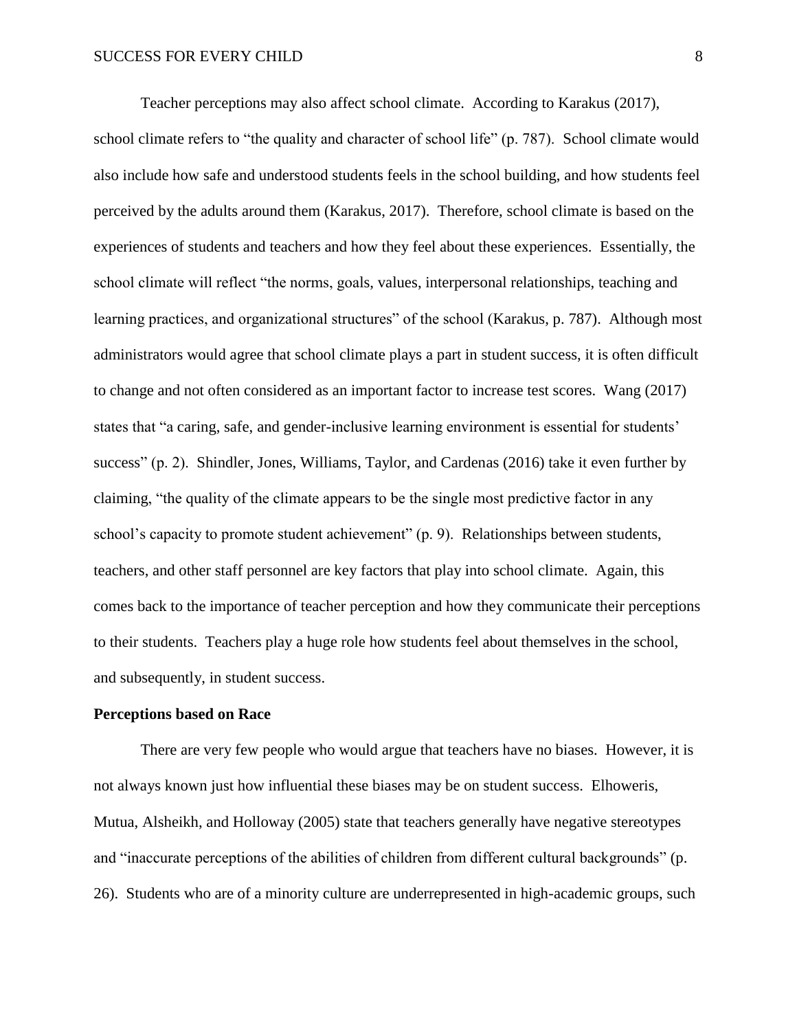Teacher perceptions may also affect school climate. According to Karakus (2017), school climate refers to "the quality and character of school life" (p. 787). School climate would also include how safe and understood students feels in the school building, and how students feel perceived by the adults around them (Karakus, 2017). Therefore, school climate is based on the experiences of students and teachers and how they feel about these experiences. Essentially, the school climate will reflect "the norms, goals, values, interpersonal relationships, teaching and learning practices, and organizational structures" of the school (Karakus, p. 787). Although most administrators would agree that school climate plays a part in student success, it is often difficult to change and not often considered as an important factor to increase test scores. Wang (2017) states that "a caring, safe, and gender-inclusive learning environment is essential for students' success" (p. 2). Shindler, Jones, Williams, Taylor, and Cardenas (2016) take it even further by claiming, "the quality of the climate appears to be the single most predictive factor in any school's capacity to promote student achievement" (p. 9). Relationships between students, teachers, and other staff personnel are key factors that play into school climate. Again, this comes back to the importance of teacher perception and how they communicate their perceptions to their students. Teachers play a huge role how students feel about themselves in the school, and subsequently, in student success.

**Perceptions based on Race**

There are very few people who would argue that teachers have no biases. However, it is not always known just how influential these biases may be on student success. Elhoweris, Mutua, Alsheikh, and Holloway (2005) state that teachers generally have negative stereotypes and "inaccurate perceptions of the abilities of children from different cultural backgrounds" (p. 26). Students who are of a minority culture are underrepresented in high-academic groups, such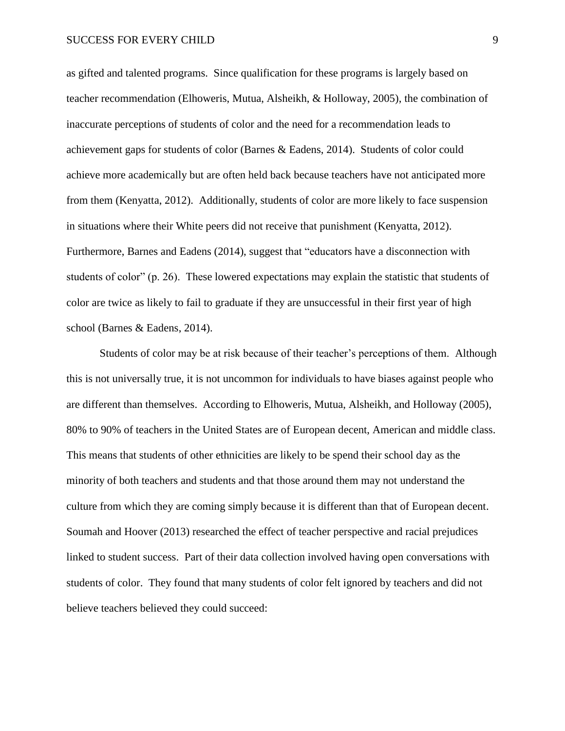as gifted and talented programs. Since qualification for these programs is largely based on teacher recommendation (Elhoweris, Mutua, Alsheikh, & Holloway, 2005), the combination of inaccurate perceptions of students of color and the need for a recommendation leads to achievement gaps for students of color (Barnes & Eadens, 2014). Students of color could achieve more academically but are often held back because teachers have not anticipated more from them (Kenyatta, 2012). Additionally, students of color are more likely to face suspension in situations where their White peers did not receive that punishment (Kenyatta, 2012). Furthermore, Barnes and Eadens (2014), suggest that "educators have a disconnection with students of color" (p. 26). These lowered expectations may explain the statistic that students of color are twice as likely to fail to graduate if they are unsuccessful in their first year of high school (Barnes & Eadens, 2014).

Students of color may be at risk because of their teacher's perceptions of them. Although this is not universally true, it is not uncommon for individuals to have biases against people who are different than themselves. According to Elhoweris, Mutua, Alsheikh, and Holloway (2005), 80% to 90% of teachers in the United States are of European decent, American and middle class. This means that students of other ethnicities are likely to be spend their school day as the minority of both teachers and students and that those around them may not understand the culture from which they are coming simply because it is different than that of European decent. Soumah and Hoover (2013) researched the effect of teacher perspective and racial prejudices linked to student success. Part of their data collection involved having open conversations with students of color. They found that many students of color felt ignored by teachers and did not believe teachers believed they could succeed: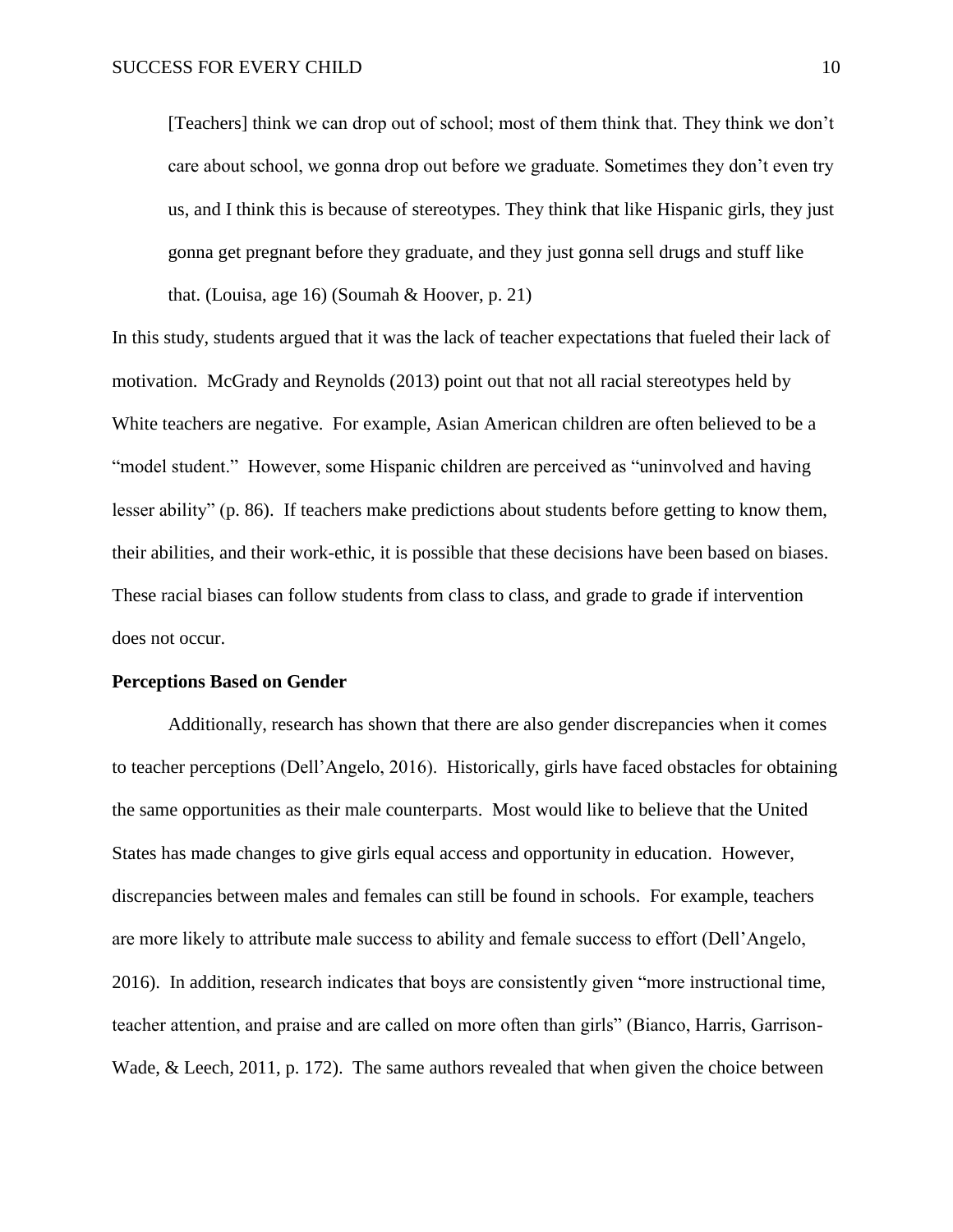> [Teachers] think we can drop out of school; most of them think that. They think we don't care about school, we gonna drop out before we graduate. Sometimes they don't even try us, and I think this is because of stereotypes. They think that like Hispanic girls, they just gonna get pregnant before they graduate, and they just gonna sell drugs and stuff like that. (Louisa, age 16) (Soumah & Hoover, p. 21)

In this study, students argued that it was the lack of teacher expectations that fueled their lack of motivation. McGrady and Reynolds (2013) point out that not all racial stereotypes held by White teachers are negative. For example, Asian American children are often believed to be a "model student." However, some Hispanic children are perceived as "uninvolved and having lesser ability" (p. 86). If teachers make predictions about students before getting to know them, their abilities, and their work-ethic, it is possible that these decisions have been based on biases. These racial biases can follow students from class to class, and grade to grade if intervention does not occur.

### Perceptions Based on Gender

Additionally, research has shown that there are also gender discrepancies when it comes to teacher perceptions (Dell'Angelo, 2016). Historically, girls have faced obstacles for obtaining the same opportunities as their male counterparts. Most would like to believe that the United States has made changes to give girls equal access and opportunity in education. However, discrepancies between males and females can still be found in schools. For example, teachers are more likely to attribute male success to ability and female success to effort (Dell'Angelo, 2016). In addition, research indicates that boys are consistently given "more instructional time, teacher attention, and praise and are called on more often than girls" (Bianco, Harris, Garrison-Wade, & Leech, 2011, p. 172). The same authors revealed that when given the choice between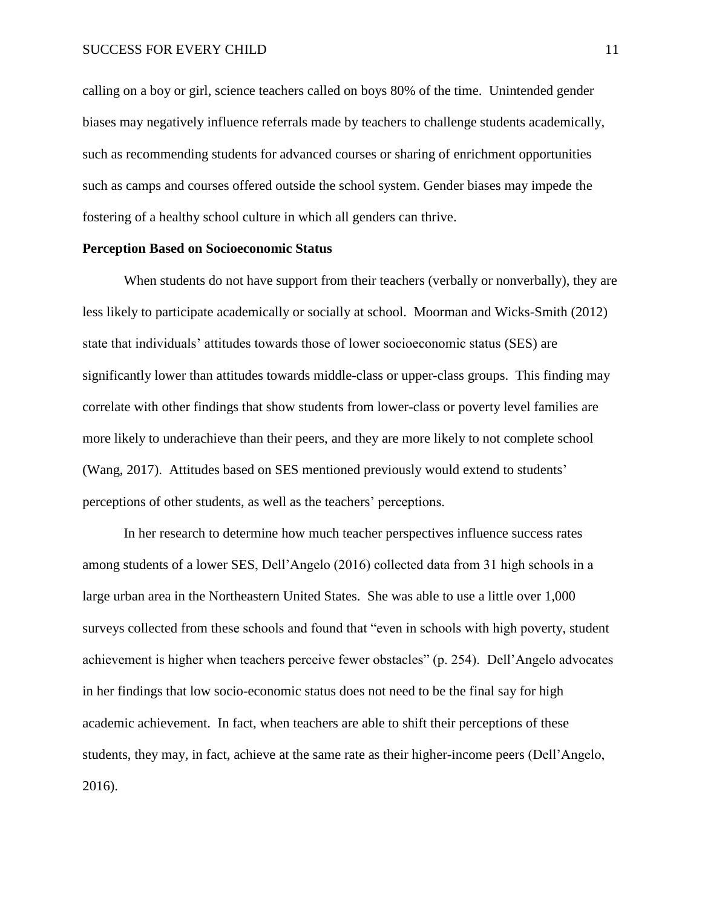calling on a boy or girl, science teachers called on boys 80% of the time. Unintended gender biases may negatively influence referrals made by teachers to challenge students academically, such as recommending students for advanced courses or sharing of enrichment opportunities such as camps and courses offered outside the school system. Gender biases may impede the fostering of a healthy school culture in which all genders can thrive.

**Perception Based on Socioeconomic Status**

When students do not have support from their teachers (verbally or nonverbally), they are less likely to participate academically or socially at school. Moorman and Wicks-Smith (2012) state that individuals' attitudes towards those of lower socioeconomic status (SES) are significantly lower than attitudes towards middle-class or upper-class groups. This finding may correlate with other findings that show students from lower-class or poverty level families are more likely to underachieve than their peers, and they are more likely to not complete school (Wang, 2017). Attitudes based on SES mentioned previously would extend to students' perceptions of other students, as well as the teachers' perceptions.

In her research to determine how much teacher perspectives influence success rates among students of a lower SES, Dell'Angelo (2016) collected data from 31 high schools in a large urban area in the Northeastern United States. She was able to use a little over 1,000 surveys collected from these schools and found that "even in schools with high poverty, student achievement is higher when teachers perceive fewer obstacles" (p. 254). Dell'Angelo advocates in her findings that low socio-economic status does not need to be the final say for high academic achievement. In fact, when teachers are able to shift their perceptions of these students, they may, in fact, achieve at the same rate as their higher-income peers (Dell'Angelo, 2016).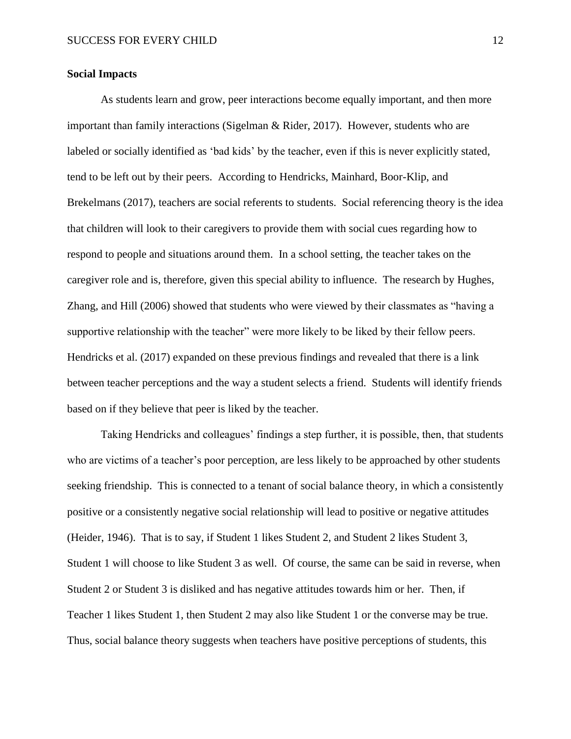## Social Impacts

As students learn and grow, peer interactions become equally important, and then more important than family interactions (Sigelman & Rider, 2017). However, students who are labeled or socially identified as 'bad kids' by the teacher, even if this is never explicitly stated, tend to be left out by their peers. According to Hendricks, Mainhard, Boor-Klip, and Brekelmans (2017), teachers are social referents to students. Social referencing theory is the idea that children will look to their caregivers to provide them with social cues regarding how to respond to people and situations around them. In a school setting, the teacher takes on the caregiver role and is, therefore, given this special ability to influence. The research by Hughes, Zhang, and Hill (2006) showed that students who were viewed by their classmates as "having a supportive relationship with the teacher" were more likely to be liked by their fellow peers. Hendricks et al. (2017) expanded on these previous findings and revealed that there is a link between teacher perceptions and the way a student selects a friend. Students will identify friends based on if they believe that peer is liked by the teacher.

Taking Hendricks and colleagues' findings a step further, it is possible, then, that students who are victims of a teacher's poor perception, are less likely to be approached by other students seeking friendship. This is connected to a tenant of social balance theory, in which a consistently positive or a consistently negative social relationship will lead to positive or negative attitudes (Heider, 1946). That is to say, if Student 1 likes Student 2, and Student 2 likes Student 3, Student 1 will choose to like Student 3 as well. Of course, the same can be said in reverse, when Student 2 or Student 3 is disliked and has negative attitudes towards him or her. Then, if Teacher 1 likes Student 1, then Student 2 may also like Student 1 or the converse may be true. Thus, social balance theory suggests when teachers have positive perceptions of students, this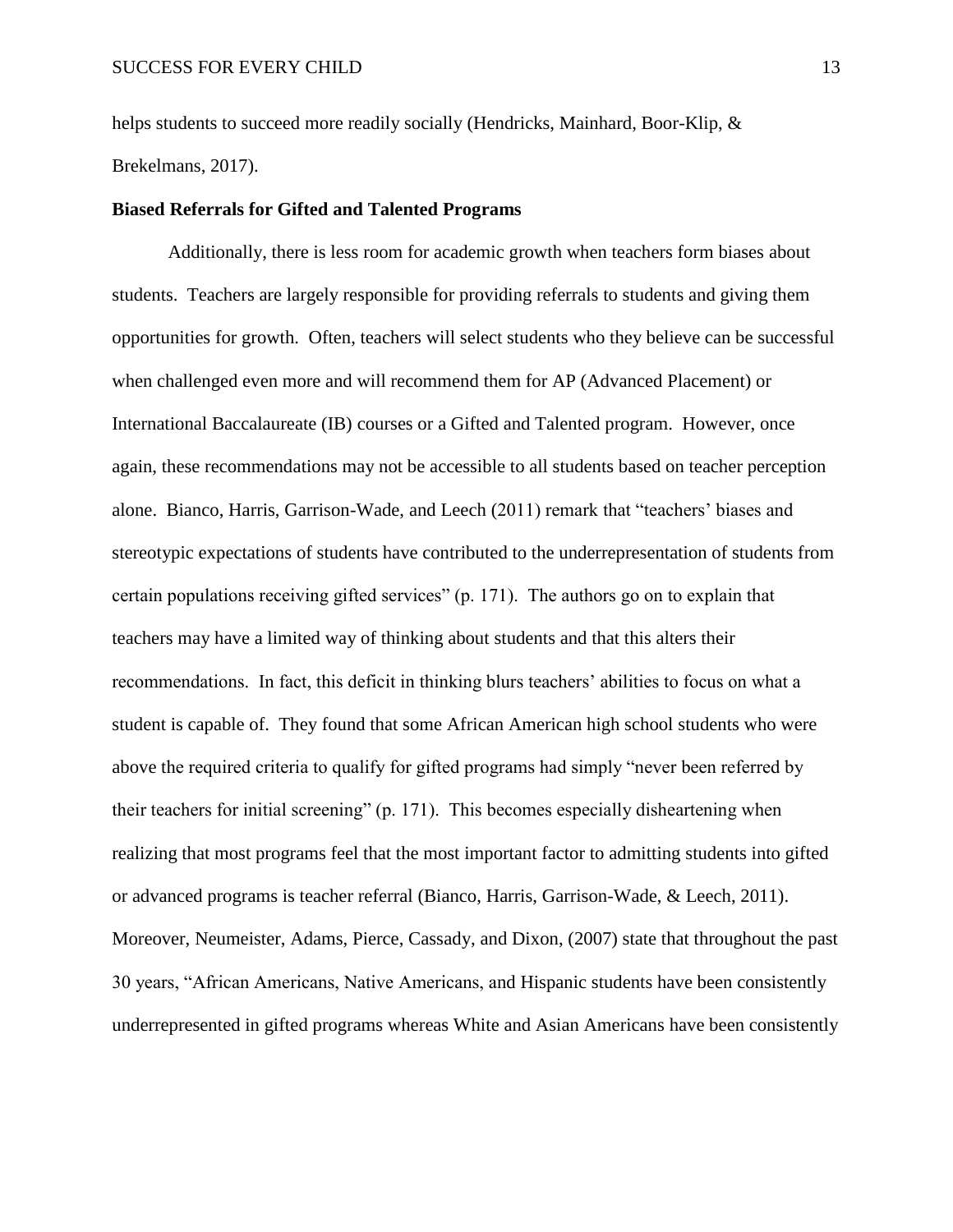helps students to succeed more readily socially (Hendricks, Mainhard, Boor-Klip, & Brekelmans, 2017).

**Biased Referrals for Gifted and Talented Programs**

Additionally, there is less room for academic growth when teachers form biases about students. Teachers are largely responsible for providing referrals to students and giving them opportunities for growth. Often, teachers will select students who they believe can be successful when challenged even more and will recommend them for AP (Advanced Placement) or International Baccalaureate (IB) courses or a Gifted and Talented program. However, once again, these recommendations may not be accessible to all students based on teacher perception alone. Bianco, Harris, Garrison-Wade, and Leech (2011) remark that "teachers' biases and stereotypic expectations of students have contributed to the underrepresentation of students from certain populations receiving gifted services" (p. 171). The authors go on to explain that teachers may have a limited way of thinking about students and that this alters their recommendations. In fact, this deficit in thinking blurs teachers' abilities to focus on what a student is capable of. They found that some African American high school students who were above the required criteria to qualify for gifted programs had simply "never been referred by their teachers for initial screening" (p. 171). This becomes especially disheartening when realizing that most programs feel that the most important factor to admitting students into gifted or advanced programs is teacher referral (Bianco, Harris, Garrison-Wade, & Leech, 2011). Moreover, Neumeister, Adams, Pierce, Cassady, and Dixon, (2007) state that throughout the past 30 years, "African Americans, Native Americans, and Hispanic students have been consistently underrepresented in gifted programs whereas White and Asian Americans have been consistently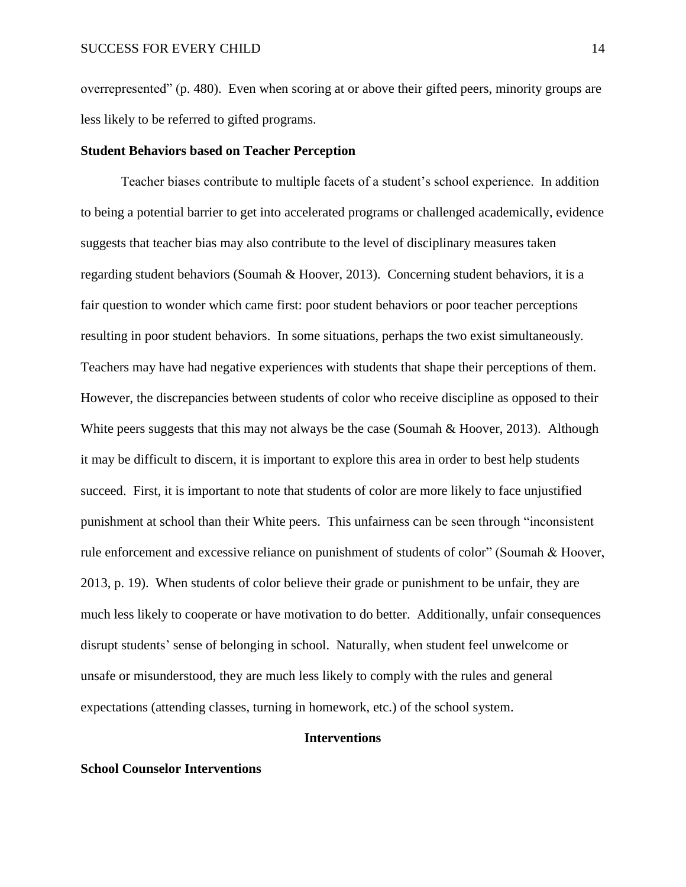overrepresented" (p. 480). Even when scoring at or above their gifted peers, minority groups are less likely to be referred to gifted programs.

### Student Behaviors based on Teacher Perception

Teacher biases contribute to multiple facets of a student's school experience. In addition to being a potential barrier to get into accelerated programs or challenged academically, evidence suggests that teacher bias may also contribute to the level of disciplinary measures taken regarding student behaviors (Soumah & Hoover, 2013). Concerning student behaviors, it is a fair question to wonder which came first: poor student behaviors or poor teacher perceptions resulting in poor student behaviors. In some situations, perhaps the two exist simultaneously. Teachers may have had negative experiences with students that shape their perceptions of them. However, the discrepancies between students of color who receive discipline as opposed to their White peers suggests that this may not always be the case (Soumah & Hoover, 2013). Although it may be difficult to discern, it is important to explore this area in order to best help students succeed. First, it is important to note that students of color are more likely to face unjustified punishment at school than their White peers. This unfairness can be seen through "inconsistent rule enforcement and excessive reliance on punishment of students of color" (Soumah & Hoover, 2013, p. 19). When students of color believe their grade or punishment to be unfair, they are much less likely to cooperate or have motivation to do better. Additionally, unfair consequences disrupt students' sense of belonging in school. Naturally, when student feel unwelcome or unsafe or misunderstood, they are much less likely to comply with the rules and general expectations (attending classes, turning in homework, etc.) of the school system.

## Interventions

### School Counselor Interventions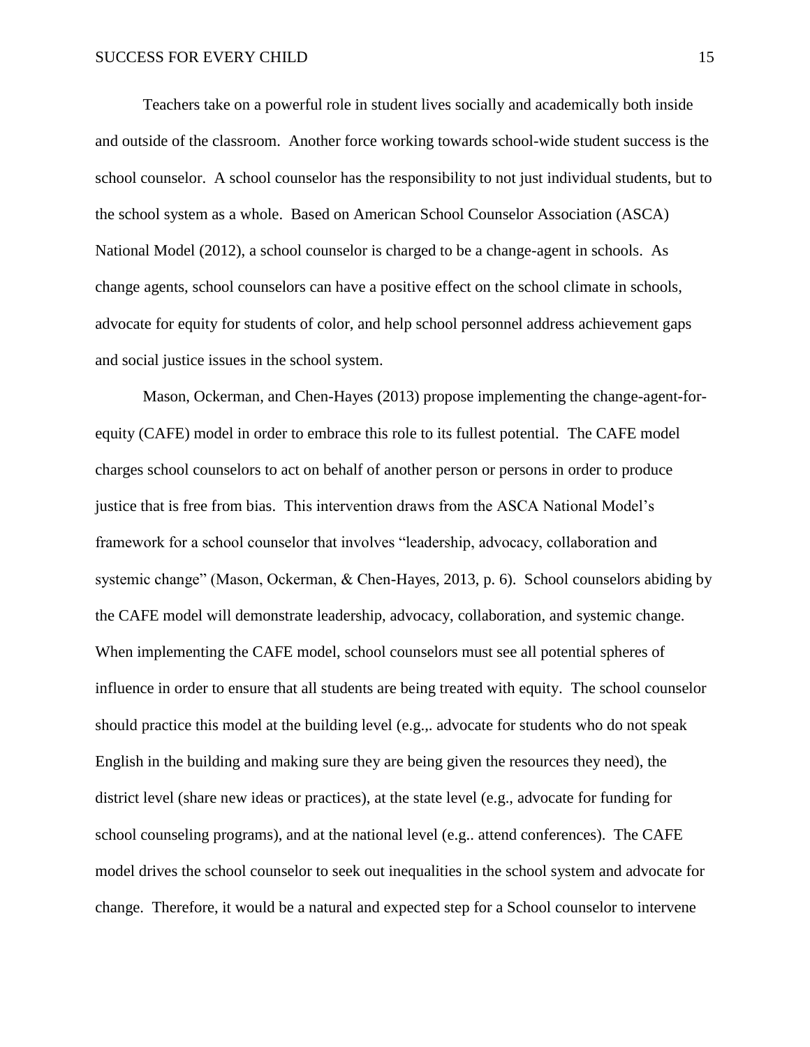Teachers take on a powerful role in student lives socially and academically both inside and outside of the classroom. Another force working towards school-wide student success is the school counselor. A school counselor has the responsibility to not just individual students, but to the school system as a whole. Based on American School Counselor Association (ASCA) National Model (2012), a school counselor is charged to be a change-agent in schools. As change agents, school counselors can have a positive effect on the school climate in schools, advocate for equity for students of color, and help school personnel address achievement gaps and social justice issues in the school system.

Mason, Ockerman, and Chen-Hayes (2013) propose implementing the change-agent-for-equity (CAFE) model in order to embrace this role to its fullest potential. The CAFE model charges school counselors to act on behalf of another person or persons in order to produce justice that is free from bias. This intervention draws from the ASCA National Model's framework for a school counselor that involves "leadership, advocacy, collaboration and systemic change" (Mason, Ockerman, & Chen-Hayes, 2013, p. 6). School counselors abiding by the CAFE model will demonstrate leadership, advocacy, collaboration, and systemic change. When implementing the CAFE model, school counselors must see all potential spheres of influence in order to ensure that all students are being treated with equity. The school counselor should practice this model at the building level (e.g.,. advocate for students who do not speak English in the building and making sure they are being given the resources they need), the district level (share new ideas or practices), at the state level (e.g., advocate for funding for school counseling programs), and at the national level (e.g.. attend conferences). The CAFE model drives the school counselor to seek out inequalities in the school system and advocate for change. Therefore, it would be a natural and expected step for a School counselor to intervene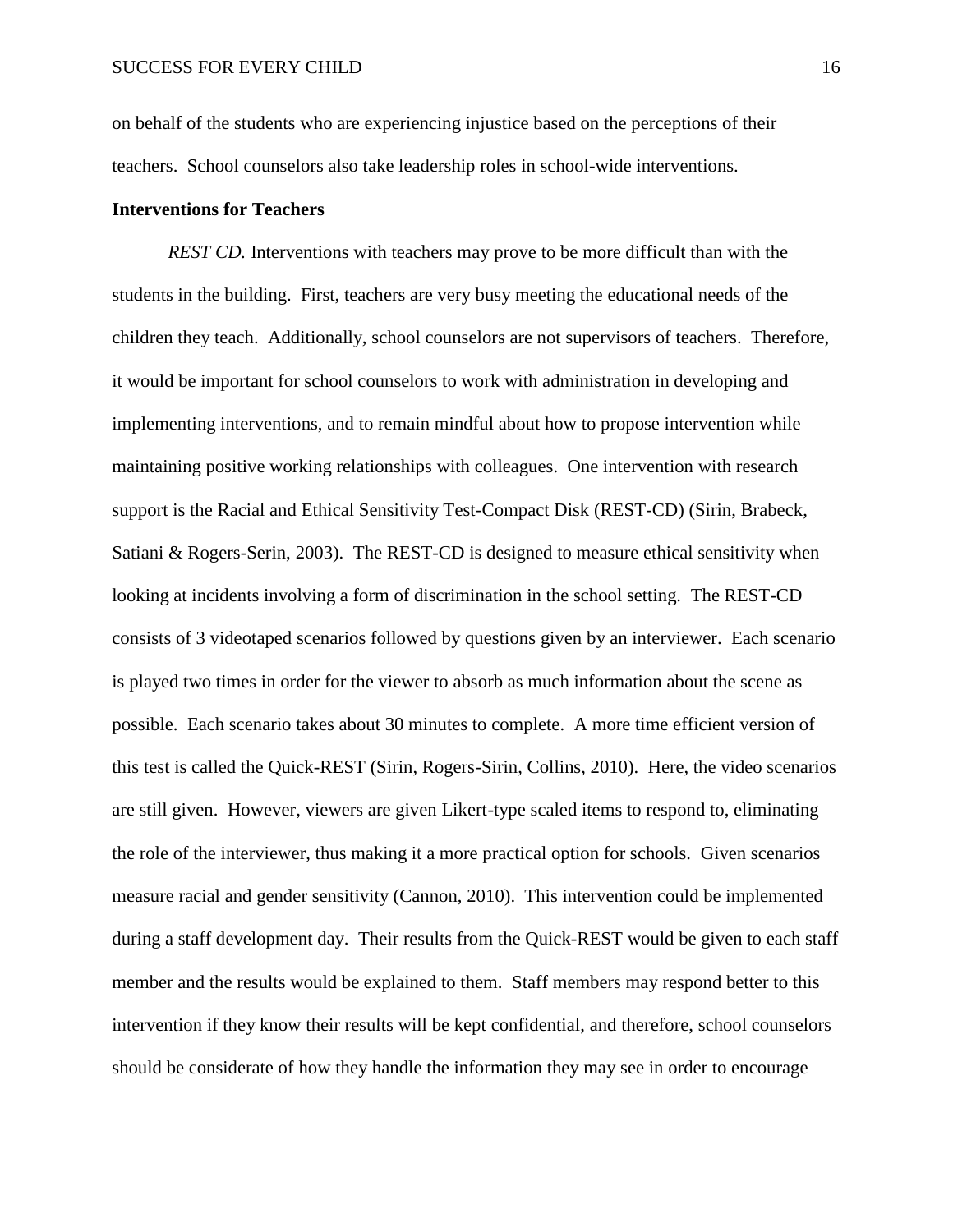on behalf of the students who are experiencing injustice based on the perceptions of their teachers. School counselors also take leadership roles in school-wide interventions.

**Interventions for Teachers**

*REST CD.* Interventions with teachers may prove to be more difficult than with the students in the building. First, teachers are very busy meeting the educational needs of the children they teach. Additionally, school counselors are not supervisors of teachers. Therefore, it would be important for school counselors to work with administration in developing and implementing interventions, and to remain mindful about how to propose intervention while maintaining positive working relationships with colleagues. One intervention with research support is the Racial and Ethical Sensitivity Test-Compact Disk (REST-CD) (Sirin, Brabeck, Satiani & Rogers-Serin, 2003). The REST-CD is designed to measure ethical sensitivity when looking at incidents involving a form of discrimination in the school setting. The REST-CD consists of 3 videotaped scenarios followed by questions given by an interviewer. Each scenario is played two times in order for the viewer to absorb as much information about the scene as possible. Each scenario takes about 30 minutes to complete. A more time efficient version of this test is called the Quick-REST (Sirin, Rogers-Sirin, Collins, 2010). Here, the video scenarios are still given. However, viewers are given Likert-type scaled items to respond to, eliminating the role of the interviewer, thus making it a more practical option for schools. Given scenarios measure racial and gender sensitivity (Cannon, 2010). This intervention could be implemented during a staff development day. Their results from the Quick-REST would be given to each staff member and the results would be explained to them. Staff members may respond better to this intervention if they know their results will be kept confidential, and therefore, school counselors should be considerate of how they handle the information they may see in order to encourage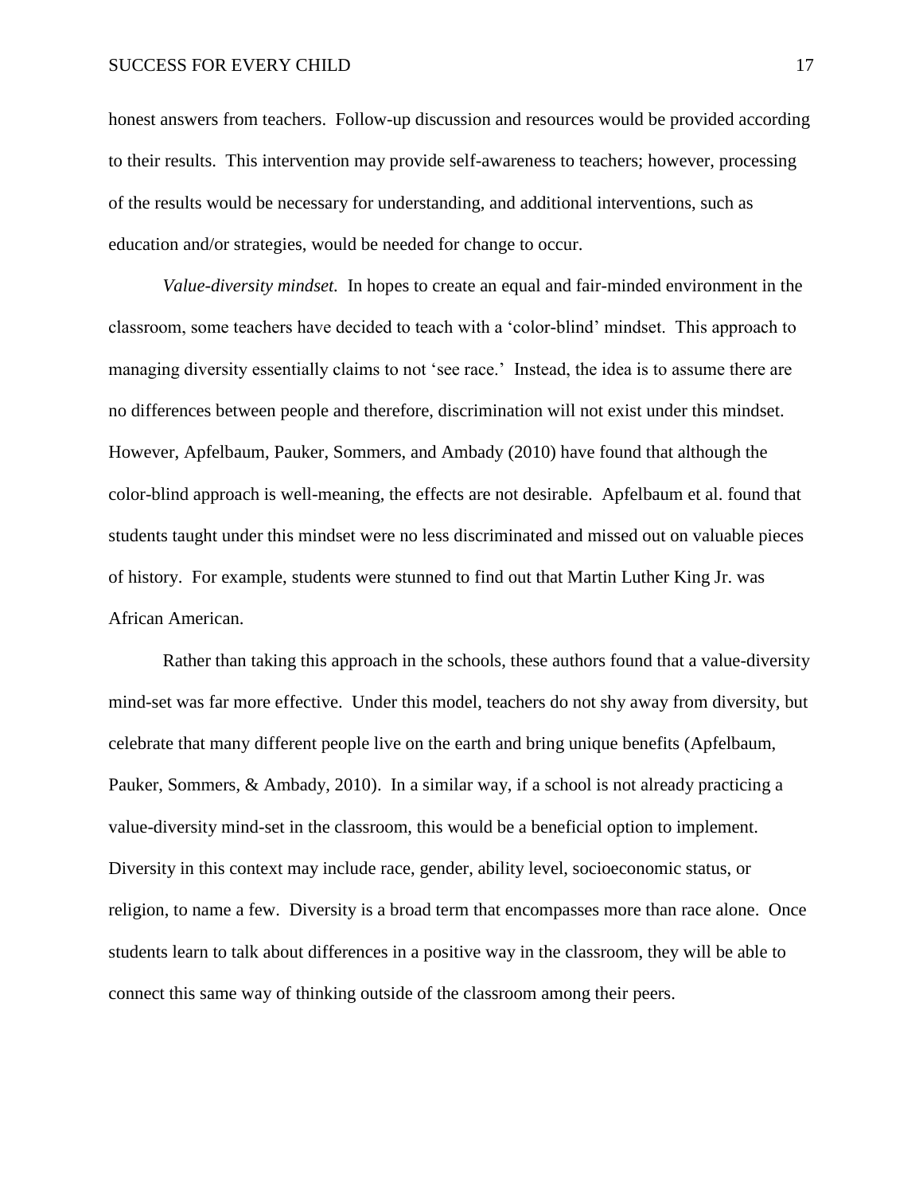honest answers from teachers. Follow-up discussion and resources would be provided according to their results. This intervention may provide self-awareness to teachers; however, processing of the results would be necessary for understanding, and additional interventions, such as education and/or strategies, would be needed for change to occur.

*Value-diversity mindset.* In hopes to create an equal and fair-minded environment in the classroom, some teachers have decided to teach with a 'color-blind' mindset. This approach to managing diversity essentially claims to not 'see race.' Instead, the idea is to assume there are no differences between people and therefore, discrimination will not exist under this mindset. However, Apfelbaum, Pauker, Sommers, and Ambady (2010) have found that although the color-blind approach is well-meaning, the effects are not desirable. Apfelbaum et al. found that students taught under this mindset were no less discriminated and missed out on valuable pieces of history. For example, students were stunned to find out that Martin Luther King Jr. was African American.

Rather than taking this approach in the schools, these authors found that a value-diversity mind-set was far more effective. Under this model, teachers do not shy away from diversity, but celebrate that many different people live on the earth and bring unique benefits (Apfelbaum, Pauker, Sommers, & Ambady, 2010). In a similar way, if a school is not already practicing a value-diversity mind-set in the classroom, this would be a beneficial option to implement. Diversity in this context may include race, gender, ability level, socioeconomic status, or religion, to name a few. Diversity is a broad term that encompasses more than race alone. Once students learn to talk about differences in a positive way in the classroom, they will be able to connect this same way of thinking outside of the classroom among their peers.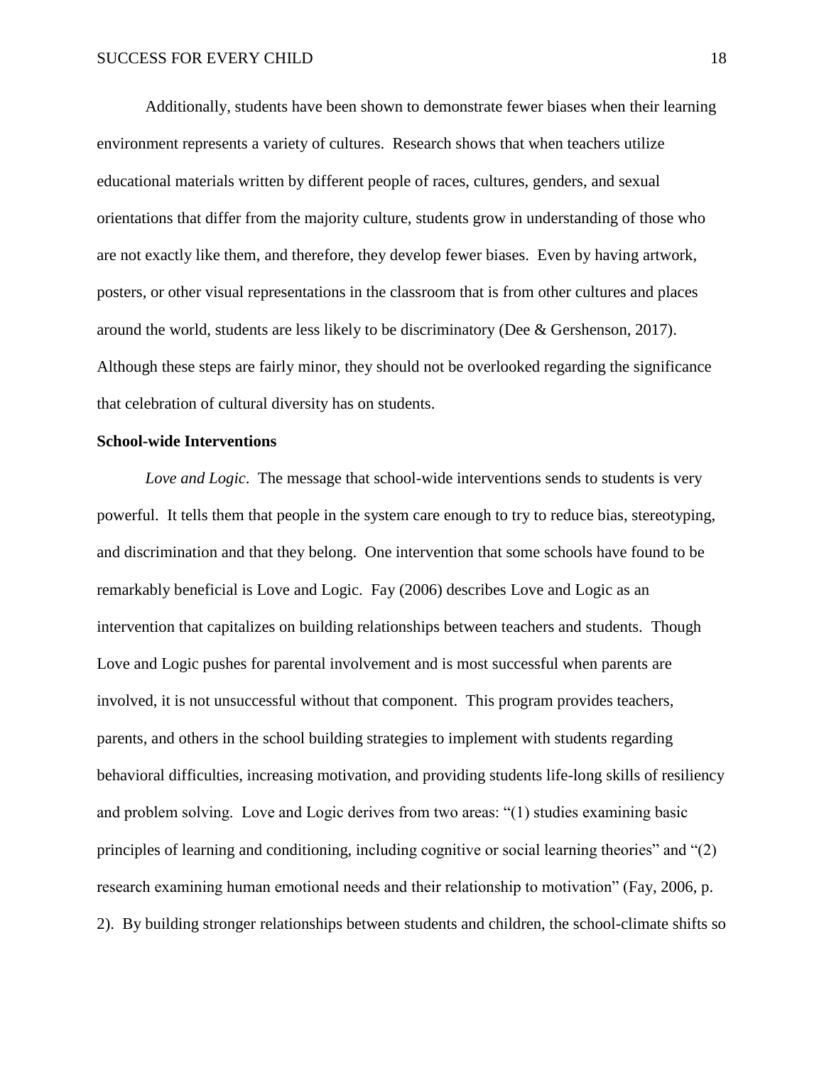Additionally, students have been shown to demonstrate fewer biases when their learning environment represents a variety of cultures. Research shows that when teachers utilize educational materials written by different people of races, cultures, genders, and sexual orientations that differ from the majority culture, students grow in understanding of those who are not exactly like them, and therefore, they develop fewer biases. Even by having artwork, posters, or other visual representations in the classroom that is from other cultures and places around the world, students are less likely to be discriminatory (Dee & Gershenson, 2017). Although these steps are fairly minor, they should not be overlooked regarding the significance that celebration of cultural diversity has on students.

**School-wide Interventions**

*Love and Logic*. The message that school-wide interventions sends to students is very powerful. It tells them that people in the system care enough to try to reduce bias, stereotyping, and discrimination and that they belong. One intervention that some schools have found to be remarkably beneficial is Love and Logic. Fay (2006) describes Love and Logic as an intervention that capitalizes on building relationships between teachers and students. Though Love and Logic pushes for parental involvement and is most successful when parents are involved, it is not unsuccessful without that component. This program provides teachers, parents, and others in the school building strategies to implement with students regarding behavioral difficulties, increasing motivation, and providing students life-long skills of resiliency and problem solving. Love and Logic derives from two areas: "(1) studies examining basic principles of learning and conditioning, including cognitive or social learning theories" and "(2) research examining human emotional needs and their relationship to motivation" (Fay, 2006, p. 2). By building stronger relationships between students and children, the school-climate shifts so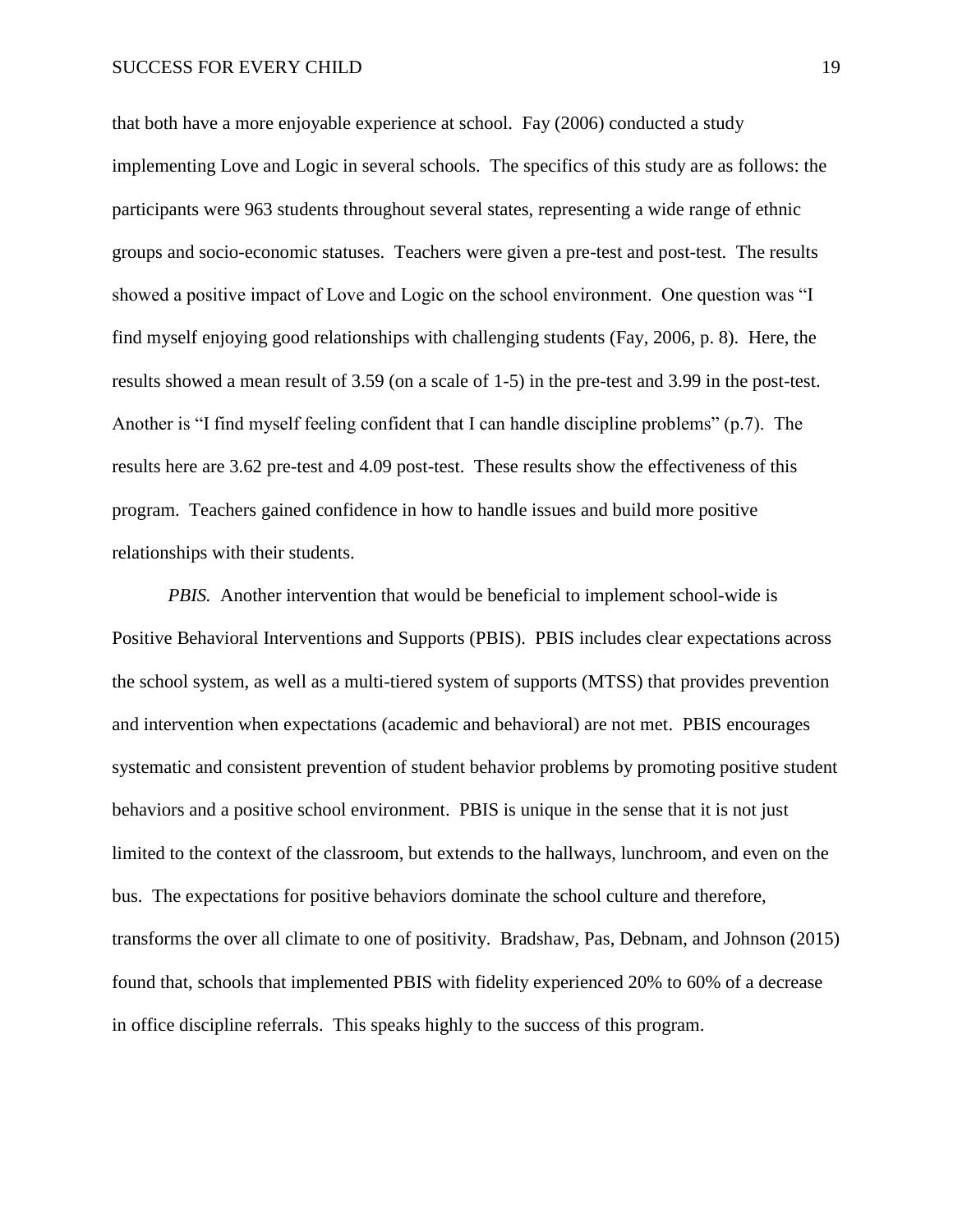that both have a more enjoyable experience at school. Fay (2006) conducted a study implementing Love and Logic in several schools. The specifics of this study are as follows: the participants were 963 students throughout several states, representing a wide range of ethnic groups and socio-economic statuses. Teachers were given a pre-test and post-test. The results showed a positive impact of Love and Logic on the school environment. One question was "I find myself enjoying good relationships with challenging students (Fay, 2006, p. 8). Here, the results showed a mean result of 3.59 (on a scale of 1-5) in the pre-test and 3.99 in the post-test. Another is "I find myself feeling confident that I can handle discipline problems" (p.7). The results here are 3.62 pre-test and 4.09 post-test. These results show the effectiveness of this program. Teachers gained confidence in how to handle issues and build more positive relationships with their students.

*PBIS.* Another intervention that would be beneficial to implement school-wide is Positive Behavioral Interventions and Supports (PBIS). PBIS includes clear expectations across the school system, as well as a multi-tiered system of supports (MTSS) that provides prevention and intervention when expectations (academic and behavioral) are not met. PBIS encourages systematic and consistent prevention of student behavior problems by promoting positive student behaviors and a positive school environment. PBIS is unique in the sense that it is not just limited to the context of the classroom, but extends to the hallways, lunchroom, and even on the bus. The expectations for positive behaviors dominate the school culture and therefore, transforms the over all climate to one of positivity. Bradshaw, Pas, Debnam, and Johnson (2015) found that, schools that implemented PBIS with fidelity experienced 20% to 60% of a decrease in office discipline referrals. This speaks highly to the success of this program.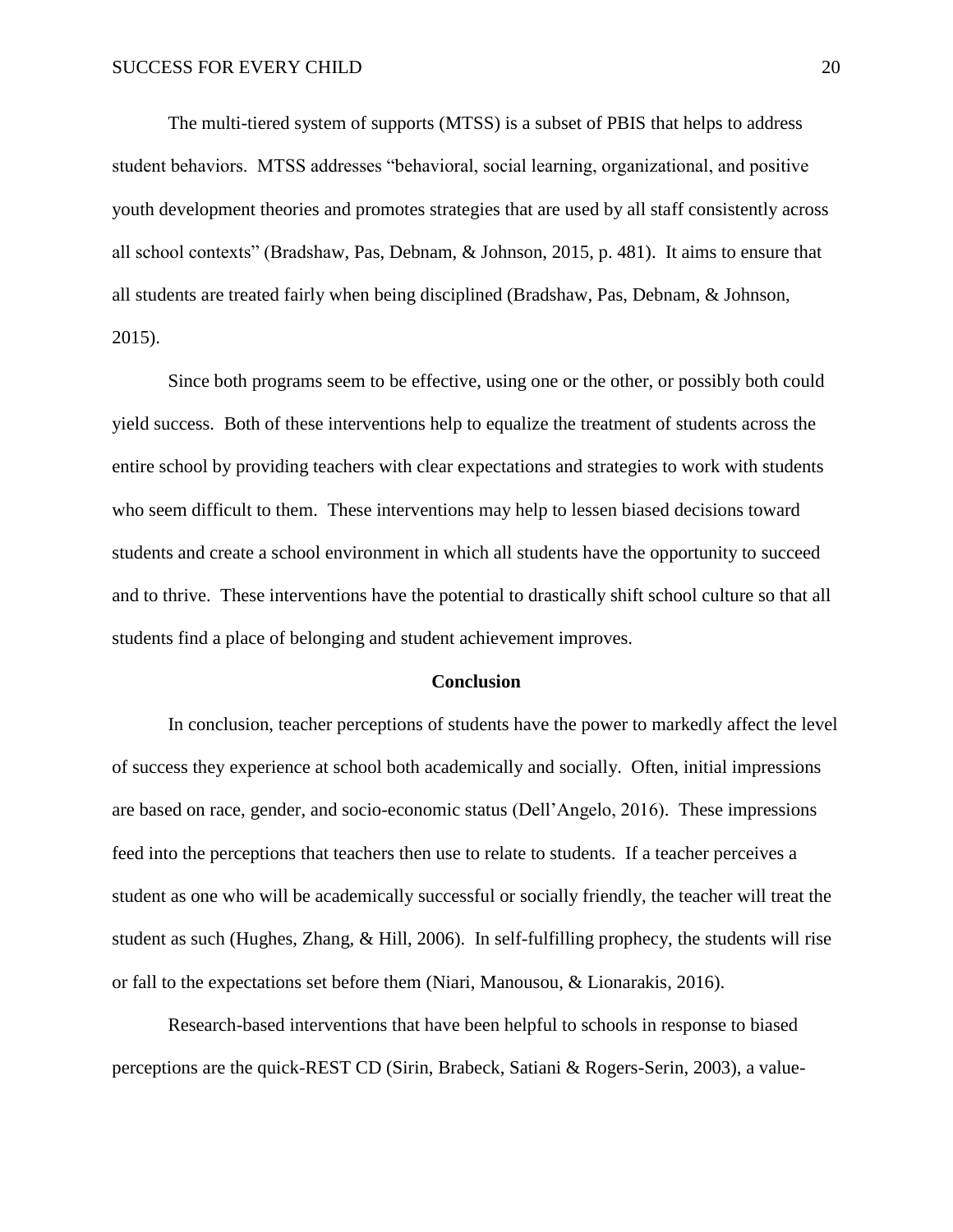The multi-tiered system of supports (MTSS) is a subset of PBIS that helps to address student behaviors. MTSS addresses "behavioral, social learning, organizational, and positive youth development theories and promotes strategies that are used by all staff consistently across all school contexts" (Bradshaw, Pas, Debnam, & Johnson, 2015, p. 481). It aims to ensure that all students are treated fairly when being disciplined (Bradshaw, Pas, Debnam, & Johnson, 2015).

Since both programs seem to be effective, using one or the other, or possibly both could yield success. Both of these interventions help to equalize the treatment of students across the entire school by providing teachers with clear expectations and strategies to work with students who seem difficult to them. These interventions may help to lessen biased decisions toward students and create a school environment in which all students have the opportunity to succeed and to thrive. These interventions have the potential to drastically shift school culture so that all students find a place of belonging and student achievement improves.

## Conclusion

In conclusion, teacher perceptions of students have the power to markedly affect the level of success they experience at school both academically and socially. Often, initial impressions are based on race, gender, and socio-economic status (Dell'Angelo, 2016). These impressions feed into the perceptions that teachers then use to relate to students. If a teacher perceives a student as one who will be academically successful or socially friendly, the teacher will treat the student as such (Hughes, Zhang, & Hill, 2006). In self-fulfilling prophecy, the students will rise or fall to the expectations set before them (Niari, Manousou, & Lionarakis, 2016).

Research-based interventions that have been helpful to schools in response to biased perceptions are the quick-REST CD (Sirin, Brabeck, Satiani & Rogers-Serin, 2003), a value-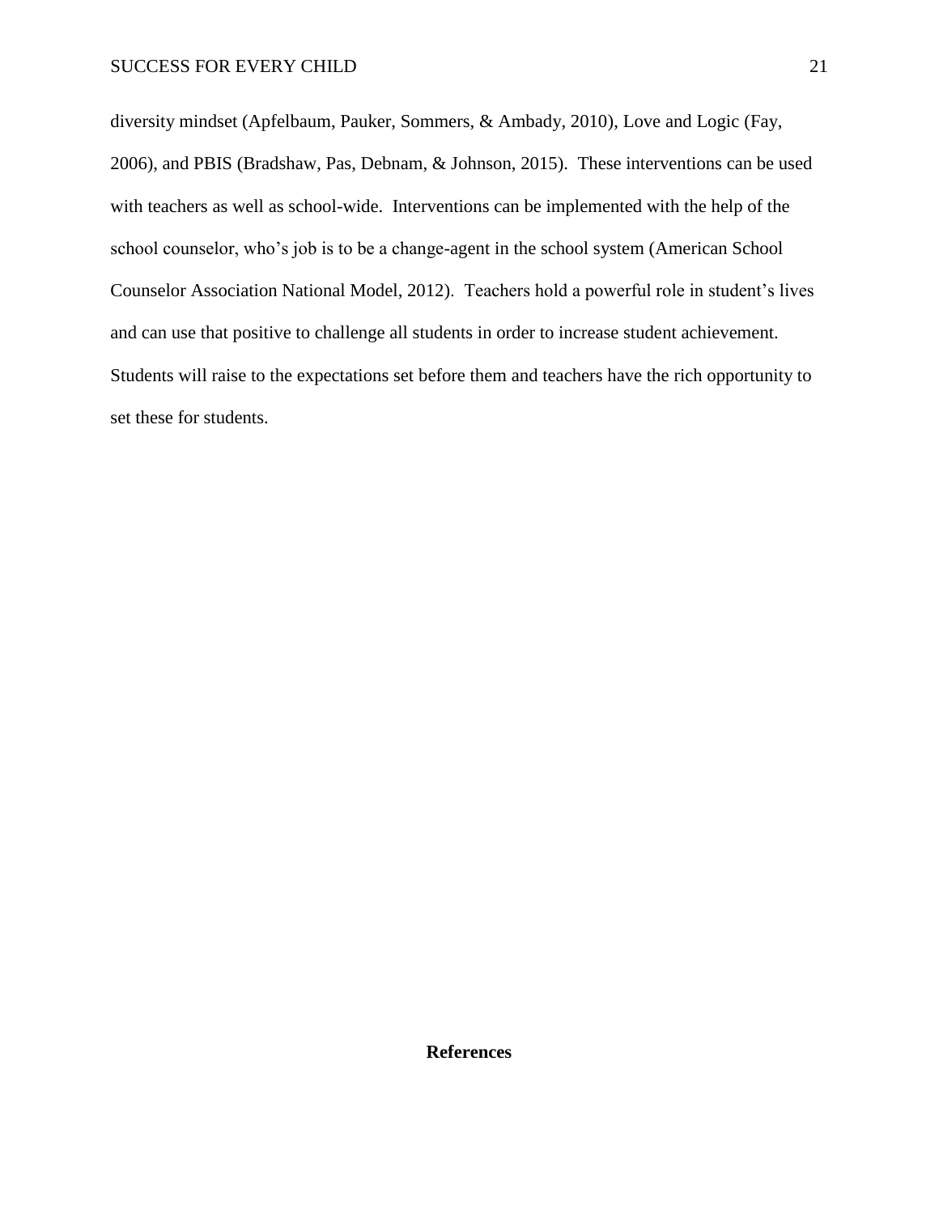diversity mindset (Apfelbaum, Pauker, Sommers, & Ambady, 2010), Love and Logic (Fay, 2006), and PBIS (Bradshaw, Pas, Debnam, & Johnson, 2015). These interventions can be used with teachers as well as school-wide. Interventions can be implemented with the help of the school counselor, who's job is to be a change-agent in the school system (American School Counselor Association National Model, 2012). Teachers hold a powerful role in student's lives and can use that positive to challenge all students in order to increase student achievement. Students will raise to the expectations set before them and teachers have the rich opportunity to set these for students.

## References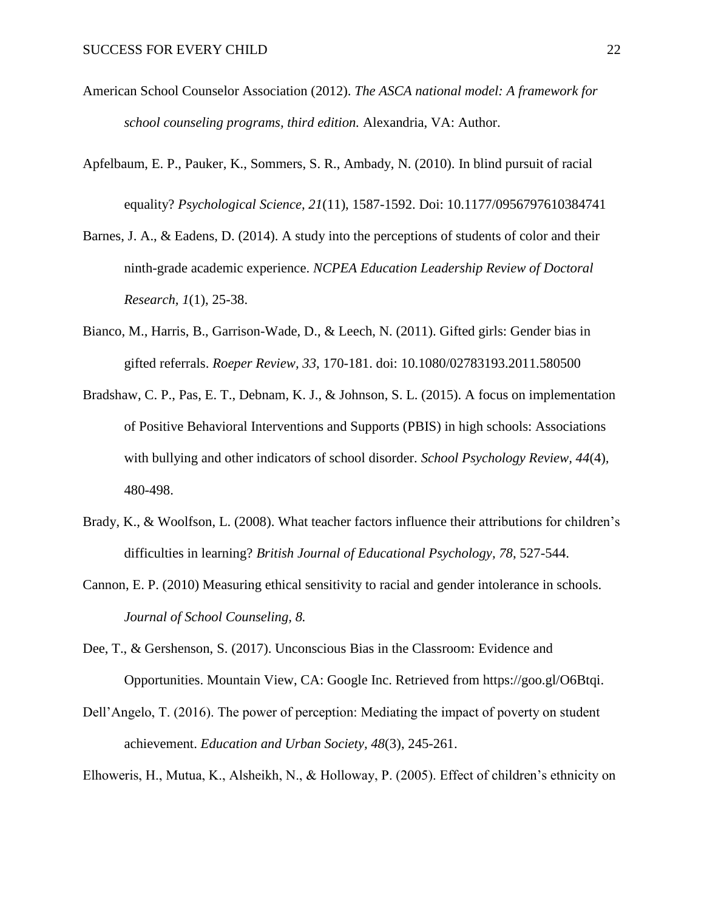American School Counselor Association (2012). *The ASCA national model: A framework for school counseling programs, third edition.* Alexandria, VA: Author.

Apfelbaum, E. P., Pauker, K., Sommers, S. R., Ambady, N. (2010). In blind pursuit of racial equality? *Psychological Science, 21*(11), 1587-1592. Doi: 10.1177/0956797610384741

Barnes, J. A., & Eadens, D. (2014). A study into the perceptions of students of color and their ninth-grade academic experience. *NCPEA Education Leadership Review of Doctoral Research, 1*(1), 25-38.

Bianco, M., Harris, B., Garrison-Wade, D., & Leech, N. (2011). Gifted girls: Gender bias in gifted referrals. *Roeper Review, 33*, 170-181. doi: 10.1080/02783193.2011.580500

Bradshaw, C. P., Pas, E. T., Debnam, K. J., & Johnson, S. L. (2015). A focus on implementation of Positive Behavioral Interventions and Supports (PBIS) in high schools: Associations with bullying and other indicators of school disorder. *School Psychology Review, 44*(4), 480-498.

Brady, K., & Woolfson, L. (2008). What teacher factors influence their attributions for children's difficulties in learning? *British Journal of Educational Psychology, 78*, 527-544.

Cannon, E. P. (2010) Measuring ethical sensitivity to racial and gender intolerance in schools. *Journal of School Counseling, 8.*

Dee, T., & Gershenson, S. (2017). Unconscious Bias in the Classroom: Evidence and Opportunities. Mountain View, CA: Google Inc. Retrieved from https://goo.gl/O6Btqi.

Dell'Angelo, T. (2016). The power of perception: Mediating the impact of poverty on student achievement. *Education and Urban Society, 48*(3), 245-261.

Elhoweris, H., Mutua, K., Alsheikh, N., & Holloway, P. (2005). Effect of children's ethnicity on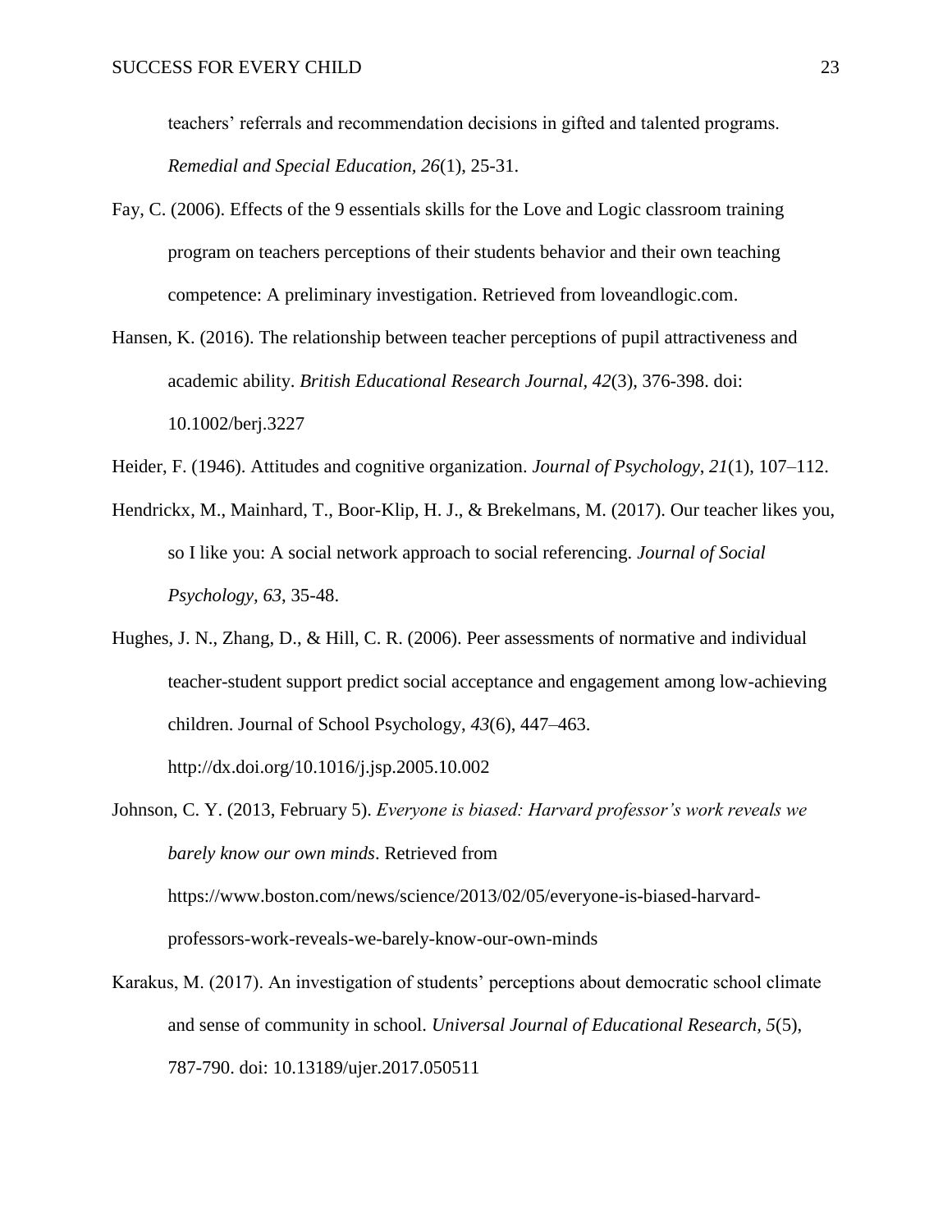teachers' referrals and recommendation decisions in gifted and talented programs. *Remedial and Special Education, 26*(1), 25-31.

Fay, C. (2006). Effects of the 9 essentials skills for the Love and Logic classroom training program on teachers perceptions of their students behavior and their own teaching competence: A preliminary investigation. Retrieved from loveandlogic.com.

Hansen, K. (2016). The relationship between teacher perceptions of pupil attractiveness and academic ability. *British Educational Research Journal, 42*(3), 376-398. doi: 10.1002/berj.3227

Heider, F. (1946). Attitudes and cognitive organization. *Journal of Psychology, 21*(1), 107–112.

Hendrickx, M., Mainhard, T., Boor-Klip, H. J., & Brekelmans, M. (2017). Our teacher likes you, so I like you: A social network approach to social referencing. *Journal of Social Psychology, 63*, 35-48.

Hughes, J. N., Zhang, D., & Hill, C. R. (2006). Peer assessments of normative and individual teacher-student support predict social acceptance and engagement among low-achieving children. Journal of School Psychology, *43*(6), 447–463. http://dx.doi.org/10.1016/j.jsp.2005.10.002

Johnson, C. Y. (2013, February 5). *Everyone is biased: Harvard professor's work reveals we barely know our own minds*. Retrieved from https://www.boston.com/news/science/2013/02/05/everyone-is-biased-harvard-professors-work-reveals-we-barely-know-our-own-minds

Karakus, M. (2017). An investigation of students' perceptions about democratic school climate and sense of community in school. *Universal Journal of Educational Research, 5*(5), 787-790. doi: 10.13189/ujer.2017.050511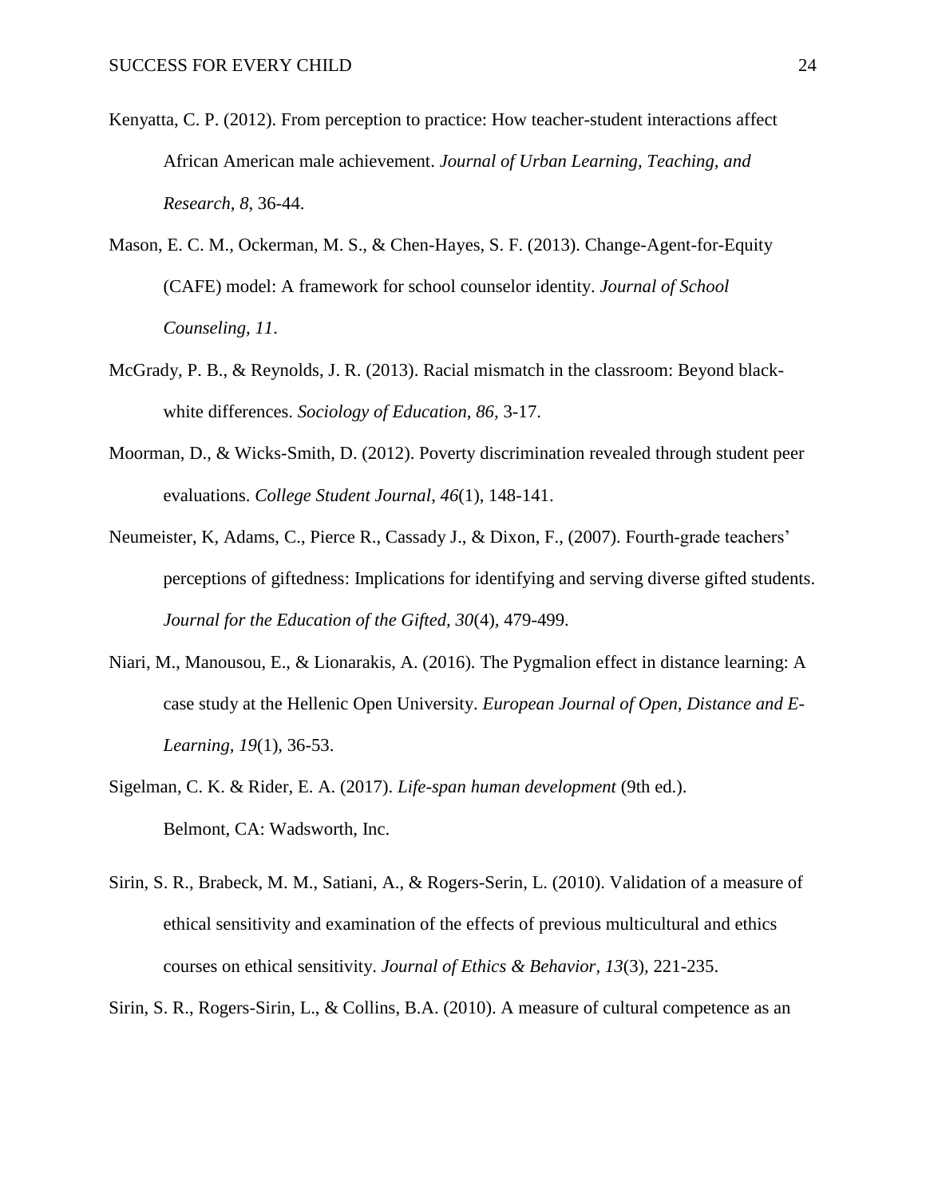Kenyatta, C. P. (2012). From perception to practice: How teacher-student interactions affect African American male achievement. *Journal of Urban Learning, Teaching, and Research, 8*, 36-44.

Mason, E. C. M., Ockerman, M. S., & Chen-Hayes, S. F. (2013). Change-Agent-for-Equity (CAFE) model: A framework for school counselor identity. *Journal of School Counseling, 11*.

McGrady, P. B., & Reynolds, J. R. (2013). Racial mismatch in the classroom: Beyond black-white differences. *Sociology of Education, 86,* 3-17.

Moorman, D., & Wicks-Smith, D. (2012). Poverty discrimination revealed through student peer evaluations. *College Student Journal*, *46*(1), 148-141.

Neumeister, K, Adams, C., Pierce R., Cassady J., & Dixon, F., (2007). Fourth-grade teachers' perceptions of giftedness: Implications for identifying and serving diverse gifted students. *Journal for the Education of the Gifted, 30*(4), 479-499.

Niari, M., Manousou, E., & Lionarakis, A. (2016). The Pygmalion effect in distance learning: A case study at the Hellenic Open University. *European Journal of Open, Distance and E-Learning, 19*(1), 36-53.

Sigelman, C. K. & Rider, E. A. (2017). *Life-span human development* (9th ed.). Belmont, CA: Wadsworth, Inc.

Sirin, S. R., Brabeck, M. M., Satiani, A., & Rogers-Serin, L. (2010). Validation of a measure of ethical sensitivity and examination of the effects of previous multicultural and ethics courses on ethical sensitivity. *Journal of Ethics & Behavior, 13*(3), 221-235.

Sirin, S. R., Rogers-Sirin, L., & Collins, B.A. (2010). A measure of cultural competence as an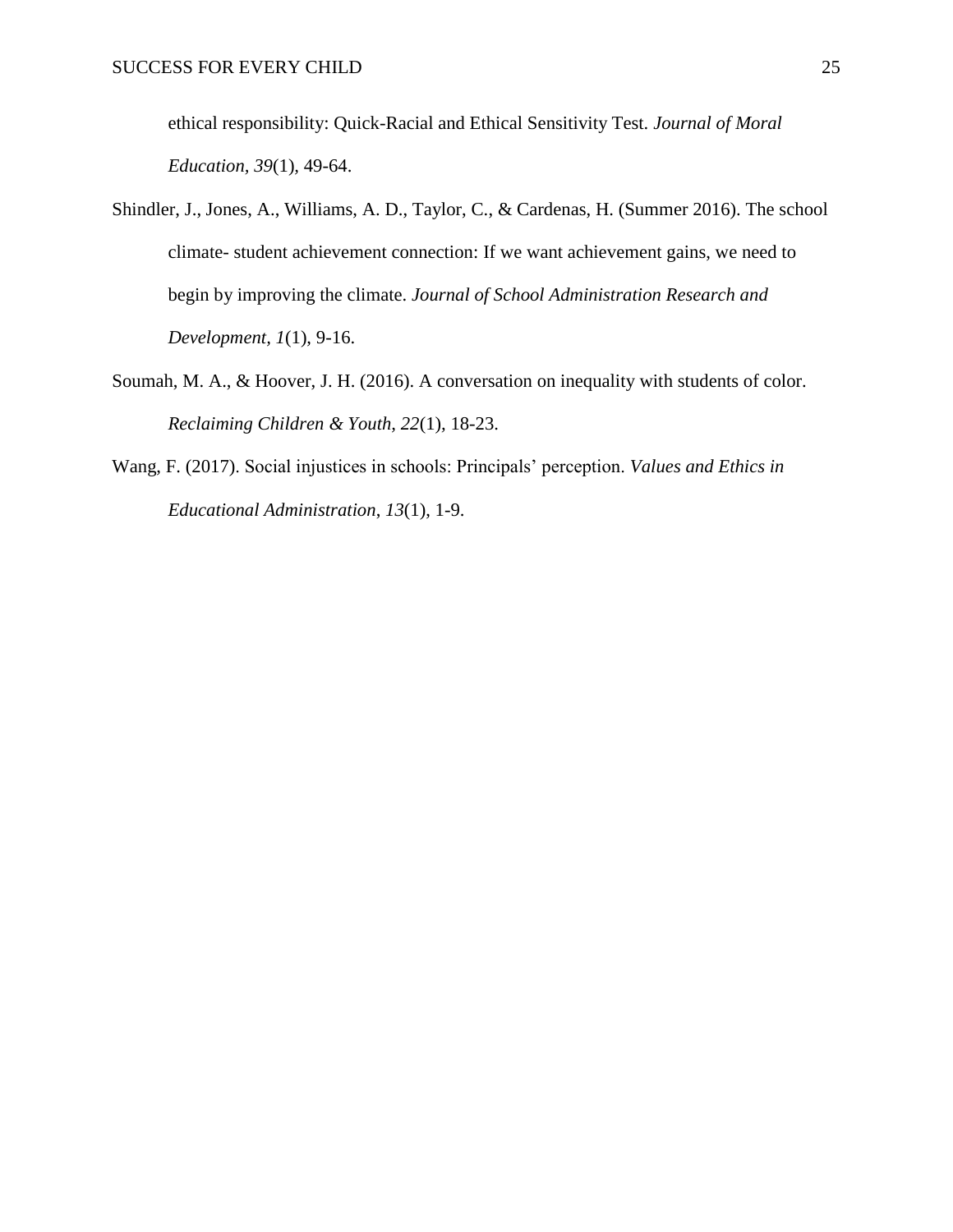ethical responsibility: Quick-Racial and Ethical Sensitivity Test. *Journal of Moral Education, 39*(1), 49-64.

Shindler, J., Jones, A., Williams, A. D., Taylor, C., & Cardenas, H. (Summer 2016). The school climate- student achievement connection: If we want achievement gains, we need to begin by improving the climate. *Journal of School Administration Research and Development*, *1*(1), 9-16.

Soumah, M. A., & Hoover, J. H. (2016). A conversation on inequality with students of color. *Reclaiming Children & Youth, 22*(1), 18-23.

Wang, F. (2017). Social injustices in schools: Principals' perception. *Values and Ethics in Educational Administration*, *13*(1), 1-9.